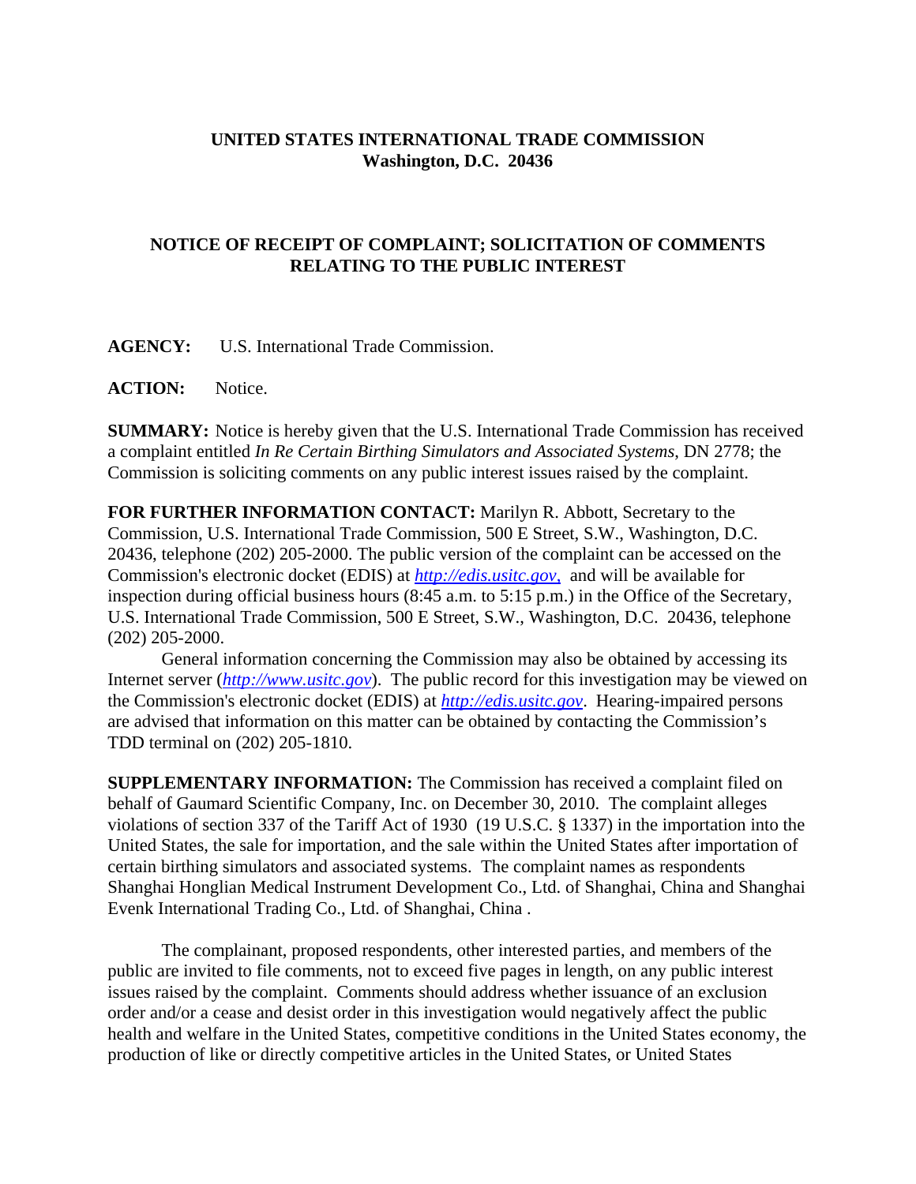**UNITED STATES INTERNATIONAL TRADE COMMISSION**
**Washington, D.C. 20436**

**NOTICE OF RECEIPT OF COMPLAINT; SOLICITATION OF COMMENTS RELATING TO THE PUBLIC INTEREST**

**AGENCY:** U.S. International Trade Commission.

**ACTION:** Notice.

**SUMMARY:** Notice is hereby given that the U.S. International Trade Commission has received a complaint entitled *In Re Certain Birthing Simulators and Associated Systems*, DN 2778; the Commission is soliciting comments on any public interest issues raised by the complaint.

**FOR FURTHER INFORMATION CONTACT:** Marilyn R. Abbott, Secretary to the Commission, U.S. International Trade Commission, 500 E Street, S.W., Washington, D.C. 20436, telephone (202) 205-2000. The public version of the complaint can be accessed on the Commission's electronic docket (EDIS) at *http://edis.usitc.gov*, and will be available for inspection during official business hours (8:45 a.m. to 5:15 p.m.) in the Office of the Secretary, U.S. International Trade Commission, 500 E Street, S.W., Washington, D.C. 20436, telephone (202) 205-2000.

General information concerning the Commission may also be obtained by accessing its Internet server (*http://www.usitc.gov*). The public record for this investigation may be viewed on the Commission's electronic docket (EDIS) at *http://edis.usitc.gov*. Hearing-impaired persons are advised that information on this matter can be obtained by contacting the Commission's TDD terminal on (202) 205-1810.

**SUPPLEMENTARY INFORMATION:** The Commission has received a complaint filed on behalf of Gaumard Scientific Company, Inc. on December 30, 2010. The complaint alleges violations of section 337 of the Tariff Act of 1930 (19 U.S.C. § 1337) in the importation into the United States, the sale for importation, and the sale within the United States after importation of certain birthing simulators and associated systems. The complaint names as respondents Shanghai Honglian Medical Instrument Development Co., Ltd. of Shanghai, China and Shanghai Evenk International Trading Co., Ltd. of Shanghai, China .

The complainant, proposed respondents, other interested parties, and members of the public are invited to file comments, not to exceed five pages in length, on any public interest issues raised by the complaint. Comments should address whether issuance of an exclusion order and/or a cease and desist order in this investigation would negatively affect the public health and welfare in the United States, competitive conditions in the United States economy, the production of like or directly competitive articles in the United States, or United States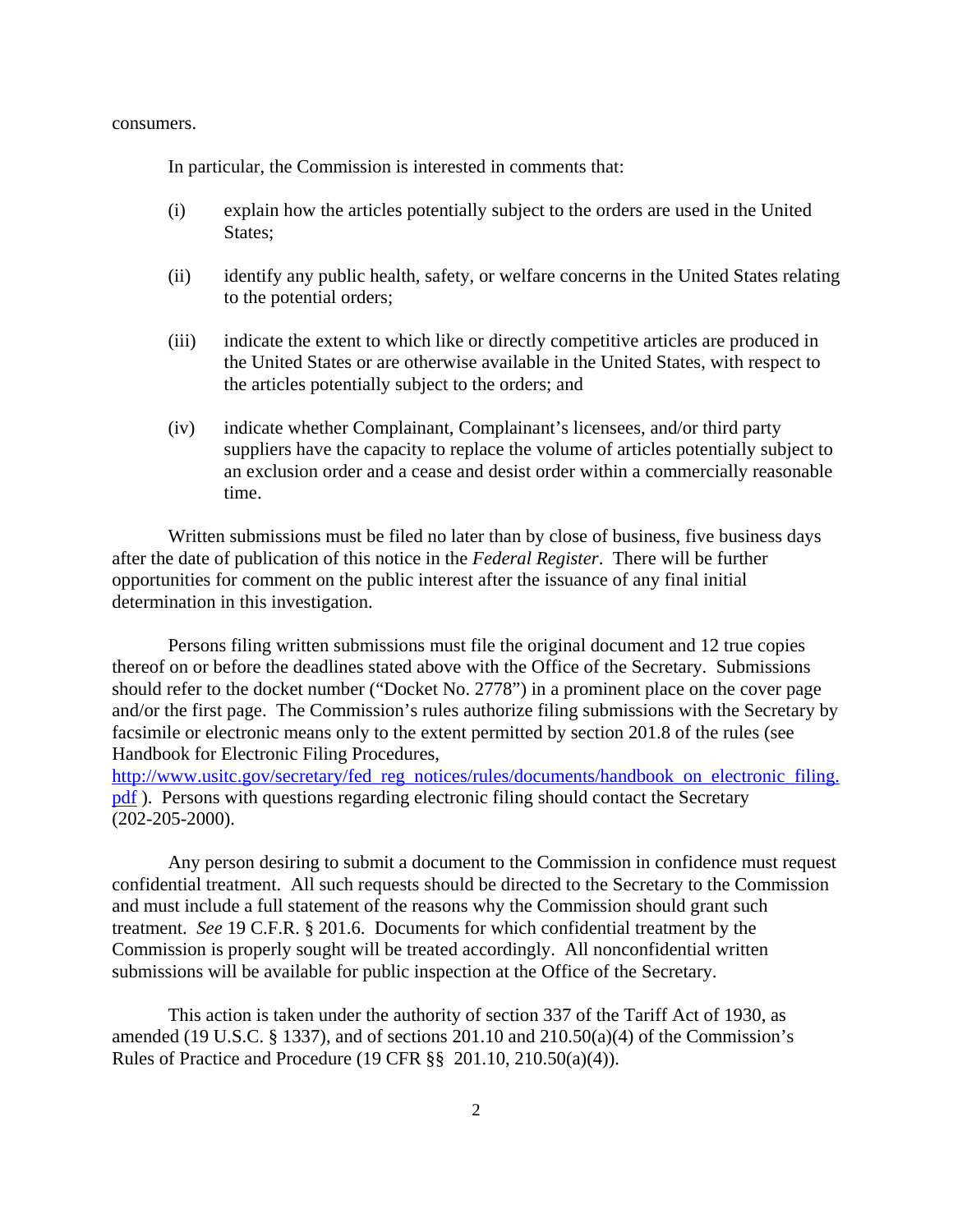consumers.

In particular, the Commission is interested in comments that:

(i) explain how the articles potentially subject to the orders are used in the United States;

(ii) identify any public health, safety, or welfare concerns in the United States relating to the potential orders;

(iii) indicate the extent to which like or directly competitive articles are produced in the United States or are otherwise available in the United States, with respect to the articles potentially subject to the orders; and

(iv) indicate whether Complainant, Complainant's licensees, and/or third party suppliers have the capacity to replace the volume of articles potentially subject to an exclusion order and a cease and desist order within a commercially reasonable time.

Written submissions must be filed no later than by close of business, five business days after the date of publication of this notice in the *Federal Register*. There will be further opportunities for comment on the public interest after the issuance of any final initial determination in this investigation.

Persons filing written submissions must file the original document and 12 true copies thereof on or before the deadlines stated above with the Office of the Secretary. Submissions should refer to the docket number ("Docket No. 2778") in a prominent place on the cover page and/or the first page. The Commission's rules authorize filing submissions with the Secretary by facsimile or electronic means only to the extent permitted by section 201.8 of the rules (see Handbook for Electronic Filing Procedures, http://www.usitc.gov/secretary/fed_reg_notices/rules/documents/handbook_on_electronic_filing.pdf ). Persons with questions regarding electronic filing should contact the Secretary (202-205-2000).

Any person desiring to submit a document to the Commission in confidence must request confidential treatment. All such requests should be directed to the Secretary to the Commission and must include a full statement of the reasons why the Commission should grant such treatment. *See* 19 C.F.R. § 201.6. Documents for which confidential treatment by the Commission is properly sought will be treated accordingly. All nonconfidential written submissions will be available for public inspection at the Office of the Secretary.

This action is taken under the authority of section 337 of the Tariff Act of 1930, as amended (19 U.S.C. § 1337), and of sections 201.10 and 210.50(a)(4) of the Commission's Rules of Practice and Procedure (19 CFR §§ 201.10, 210.50(a)(4)).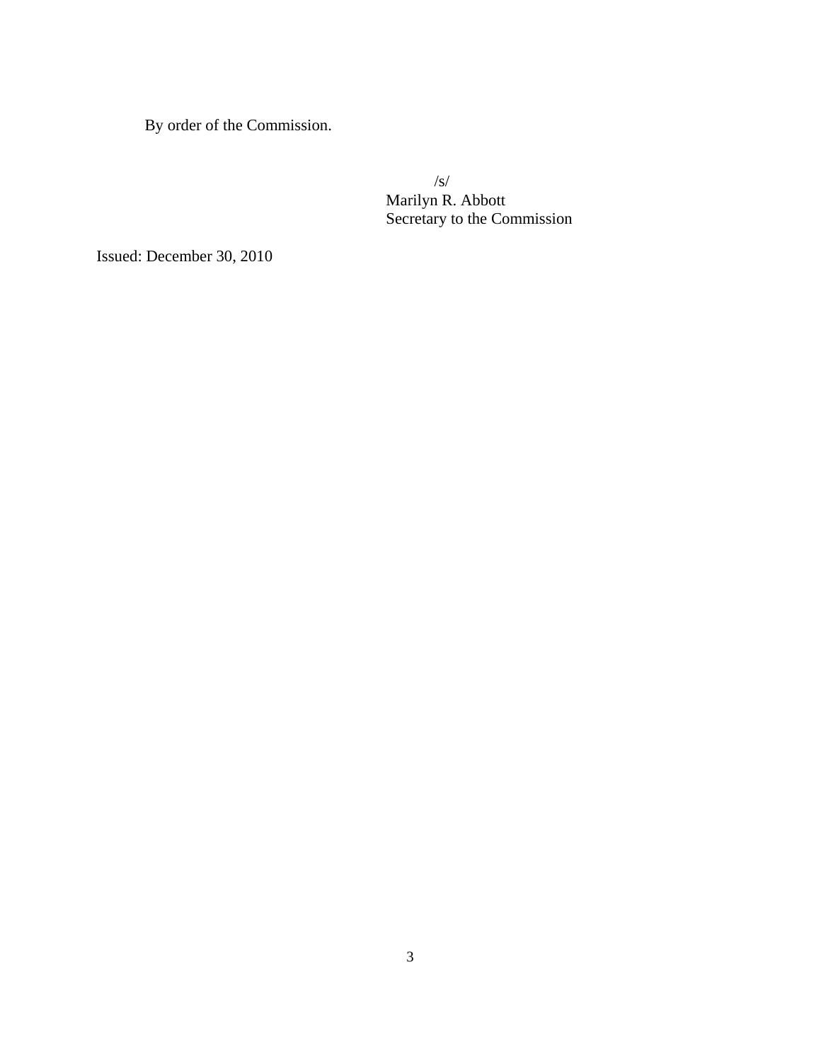By order of the Commission.

/s/
Marilyn R. Abbott
Secretary to the Commission

Issued: December 30, 2010